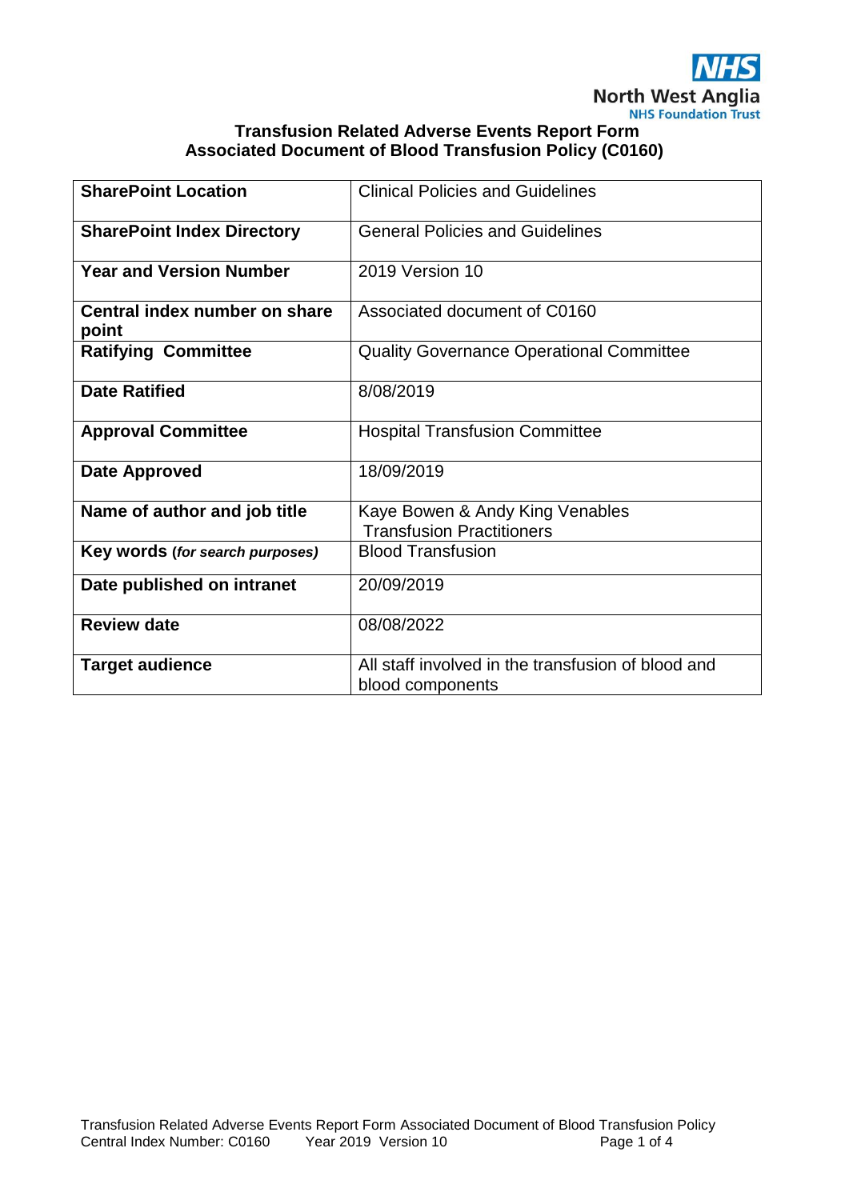North West Anglia
NHS Foundation Trust

# Transfusion Related Adverse Events Report Form
## Associated Document of Blood Transfusion Policy (C0160)

| | |
|---|---|
| **SharePoint Location** | Clinical Policies and Guidelines |
| **SharePoint Index Directory** | General Policies and Guidelines |
| **Year and Version Number** | 2019 Version 10 |
| **Central index number on share point** | Associated document of C0160 |
| **Ratifying Committee** | Quality Governance Operational Committee |
| **Date Ratified** | 8/08/2019 |
| **Approval Committee** | Hospital Transfusion Committee |
| **Date Approved** | 18/09/2019 |
| **Name of author and job title** | Kaye Bowen & Andy King Venables Transfusion Practitioners |
| **Key words** (***for search purposes)*** | Blood Transfusion |
| **Date published on intranet** | 20/09/2019 |
| **Review date** | 08/08/2022 |
| **Target audience** | All staff involved in the transfusion of blood and blood components |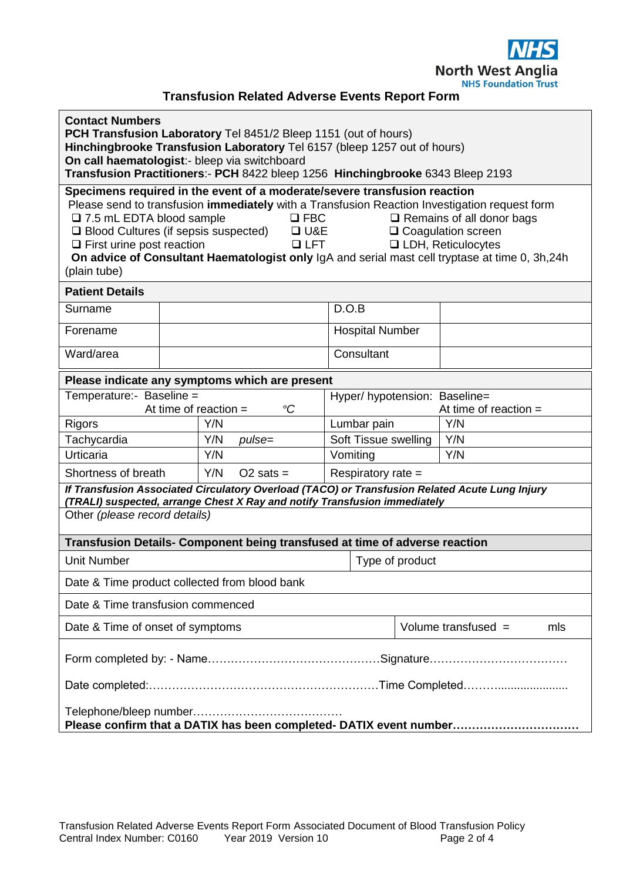North West Anglia NHS Foundation Trust

# Transfusion Related Adverse Events Report Form

**Contact Numbers**
**PCH Transfusion Laboratory** Tel 8451/2 Bleep 1151 (out of hours)
**Hinchingbrooke Transfusion Laboratory** Tel 6157 (bleep 1257 out of hours)
**On call haematologist**:- bleep via switchboard
**Transfusion Practitioners**:- **PCH** 8422 bleep 1256 **Hinchingbrooke** 6343 Bleep 2193

**Specimens required in the event of a moderate/severe transfusion reaction**
Please send to transfusion **immediately** with a Transfusion Reaction Investigation request form

- ❑ 7.5 mL EDTA blood sample
- ❑ FBC
- ❑ Remains of all donor bags
- ❑ Blood Cultures (if sepsis suspected)
- ❑ U&E
- ❑ Coagulation screen
- ❑ First urine post reaction
- ❑ LFT
- ❑ LDH, Reticulocytes

**On advice of Consultant Haematologist only** IgA and serial mast cell tryptase at time 0, 3h,24h (plain tube)

**Patient Details**

| | | | |
|---|---|---|---|
| Surname | | D.O.B | |
| Forename | | Hospital Number | |
| Ward/area | | Consultant | |

**Please indicate any symptoms which are present**

| | | | |
|---|---|---|---|
| Temperature:- Baseline = At time of reaction = ºC | | Hyper/ hypotension: Baseline= At time of reaction = | |
| Rigors | Y/N | Lumbar pain | Y/N |
| Tachycardia | Y/N *pulse=* | Soft Tissue swelling | Y/N |
| Urticaria | Y/N | Vomiting | Y/N |
| Shortness of breath | Y/N O2 sats = | Respiratory rate = | |

***If Transfusion Associated Circulatory Overload (TACO) or Transfusion Related Acute Lung Injury (TRALI) suspected, arrange Chest X Ray and notify Transfusion immediately***

Other *(please record details)*

**Transfusion Details- Component being transfused at time of adverse reaction**

| | |
|---|---|
| Unit Number | Type of product |
| Date & Time product collected from blood bank | |
| Date & Time transfusion commenced | |
| Date & Time of onset of symptoms | Volume transfused = mls |

Form completed by: - Name……………………………………Signature………………………………

Date completed:……………………………………………………Time Completed………....................

Telephone/bleep number…………………………………

**Please confirm that a DATIX has been completed- DATIX event number……………………………**

Transfusion Related Adverse Events Report Form Associated Document of Blood Transfusion Policy
Central Index Number: C0160 Year 2019 Version 10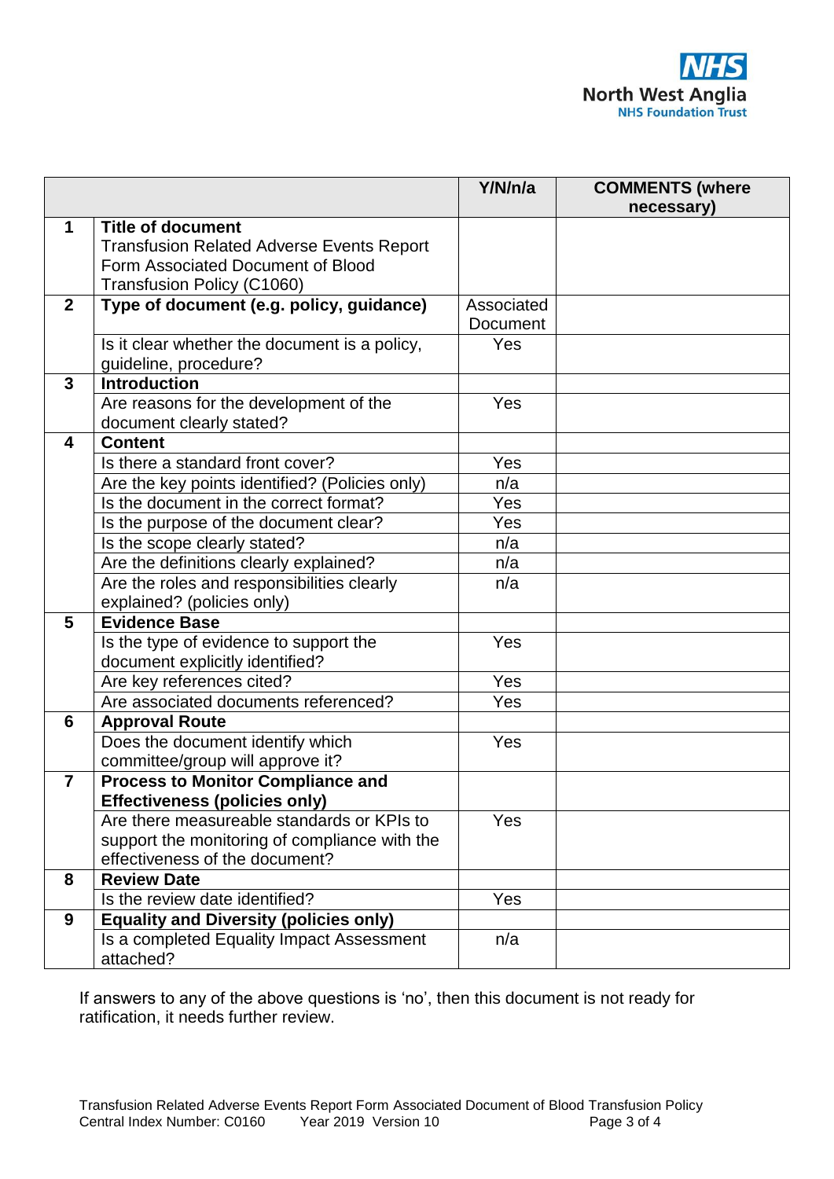| | | Y/N/n/a | COMMENTS (where necessary) |
|---|---|---|---|
| **1** | **Title of document** Transfusion Related Adverse Events Report Form Associated Document of Blood Transfusion Policy (C1060) | | |
| **2** | **Type of document (e.g. policy, guidance)** | Associated Document | |
| | Is it clear whether the document is a policy, guideline, procedure? | Yes | |
| **3** | **Introduction** | | |
| | Are reasons for the development of the document clearly stated? | Yes | |
| **4** | **Content** | | |
| | Is there a standard front cover? | Yes | |
| | Are the key points identified? (Policies only) | n/a | |
| | Is the document in the correct format? | Yes | |
| | Is the purpose of the document clear? | Yes | |
| | Is the scope clearly stated? | n/a | |
| | Are the definitions clearly explained? | n/a | |
| | Are the roles and responsibilities clearly explained? (policies only) | n/a | |
| **5** | **Evidence Base** | | |
| | Is the type of evidence to support the document explicitly identified? | Yes | |
| | Are key references cited? | Yes | |
| | Are associated documents referenced? | Yes | |
| **6** | **Approval Route** | | |
| | Does the document identify which committee/group will approve it? | Yes | |
| **7** | **Process to Monitor Compliance and Effectiveness (policies only)** | | |
| | Are there measureable standards or KPIs to support the monitoring of compliance with the effectiveness of the document? | Yes | |
| **8** | **Review Date** | | |
| | Is the review date identified? | Yes | |
| **9** | **Equality and Diversity (policies only)** | | |
| | Is a completed Equality Impact Assessment attached? | n/a | |

If answers to any of the above questions is 'no', then this document is not ready for ratification, it needs further review.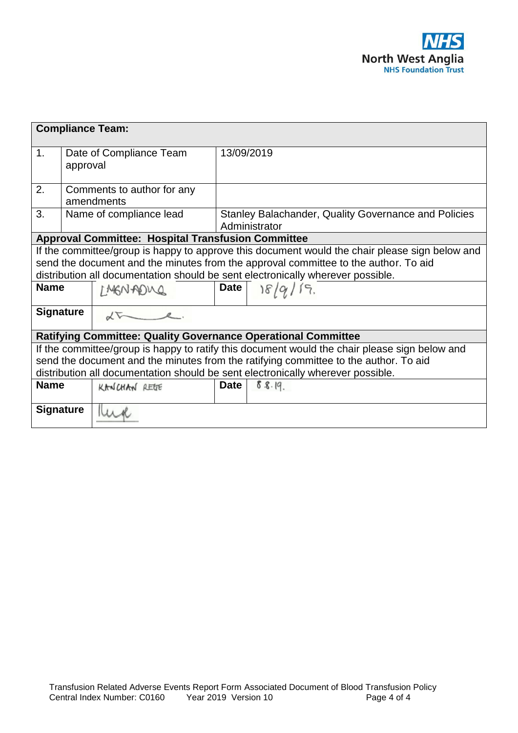| | | |
|---|---|---|
| **Compliance Team:** | | |
| 1. | Date of Compliance Team approval | 13/09/2019 |
| 2. | Comments to author for any amendments | |
| 3. | Name of compliance lead | Stanley Balachander, Quality Governance and Policies Administrator |

| | | | |
|---|---|---|---|
| **Approval Committee: Hospital Transfusion Committee** | | | |
| If the committee/group is happy to approve this document would the chair please sign below and send the document and the minutes from the approval committee to the author. To aid distribution all documentation should be sent electronically wherever possible. | | | |
| **Name** | LMGNADUG | **Date** | 18/9/19. |
| **Signature** | [signature] | | |
| **Ratifying Committee: Quality Governance Operational Committee** | | | |
| If the committee/group is happy to ratify this document would the chair please sign below and send the document and the minutes from the ratifying committee to the author. To aid distribution all documentation should be sent electronically wherever possible. | | | |
| **Name** | KANCHAN REGE | **Date** | 8.8.19. |
| **Signature** | [signature] | | |